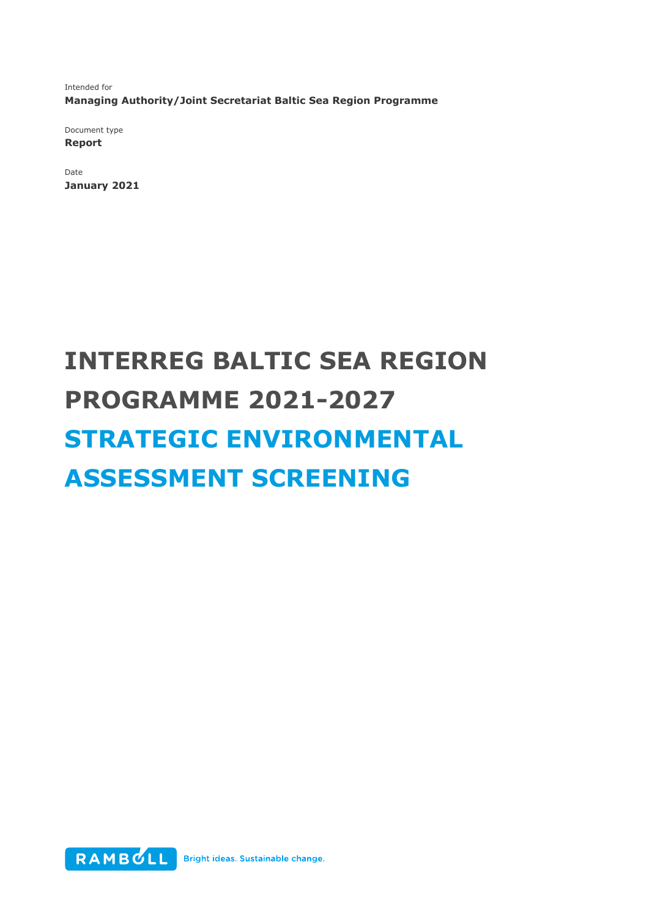Intended for
**Managing Authority/Joint Secretariat Baltic Sea Region Programme**

Document type
**Report**

Date
**January 2021**

# INTERREG BALTIC SEA REGION PROGRAMME 2021-2027

# STRATEGIC ENVIRONMENTAL ASSESSMENT SCREENING

RAMBOLL Bright ideas. Sustainable change.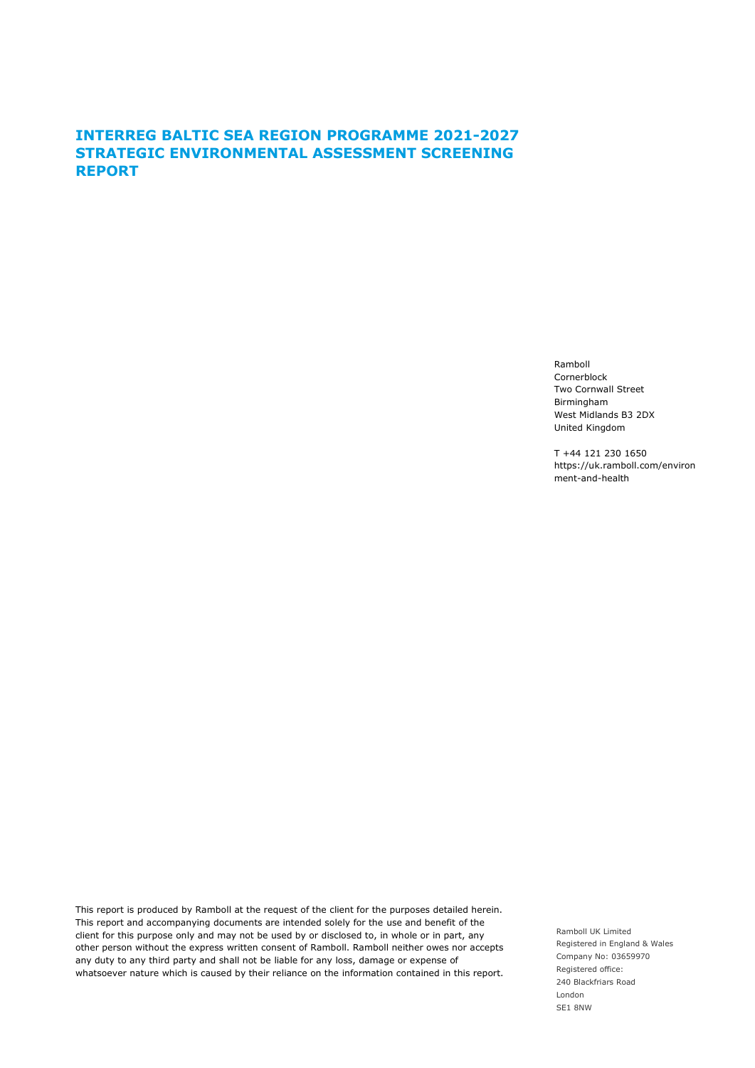# INTERREG BALTIC SEA REGION PROGRAMME 2021-2027 STRATEGIC ENVIRONMENTAL ASSESSMENT SCREENING REPORT

Ramboll
Cornerblock
Two Cornwall Street
Birmingham
West Midlands B3 2DX
United Kingdom

T +44 121 230 1650
https://uk.ramboll.com/environment-and-health

This report is produced by Ramboll at the request of the client for the purposes detailed herein. This report and accompanying documents are intended solely for the use and benefit of the client for this purpose only and may not be used by or disclosed to, in whole or in part, any other person without the express written consent of Ramboll. Ramboll neither owes nor accepts any duty to any third party and shall not be liable for any loss, damage or expense of whatsoever nature which is caused by their reliance on the information contained in this report.

Ramboll UK Limited
Registered in England & Wales
Company No: 03659970
Registered office:
240 Blackfriars Road
London
SE1 8NW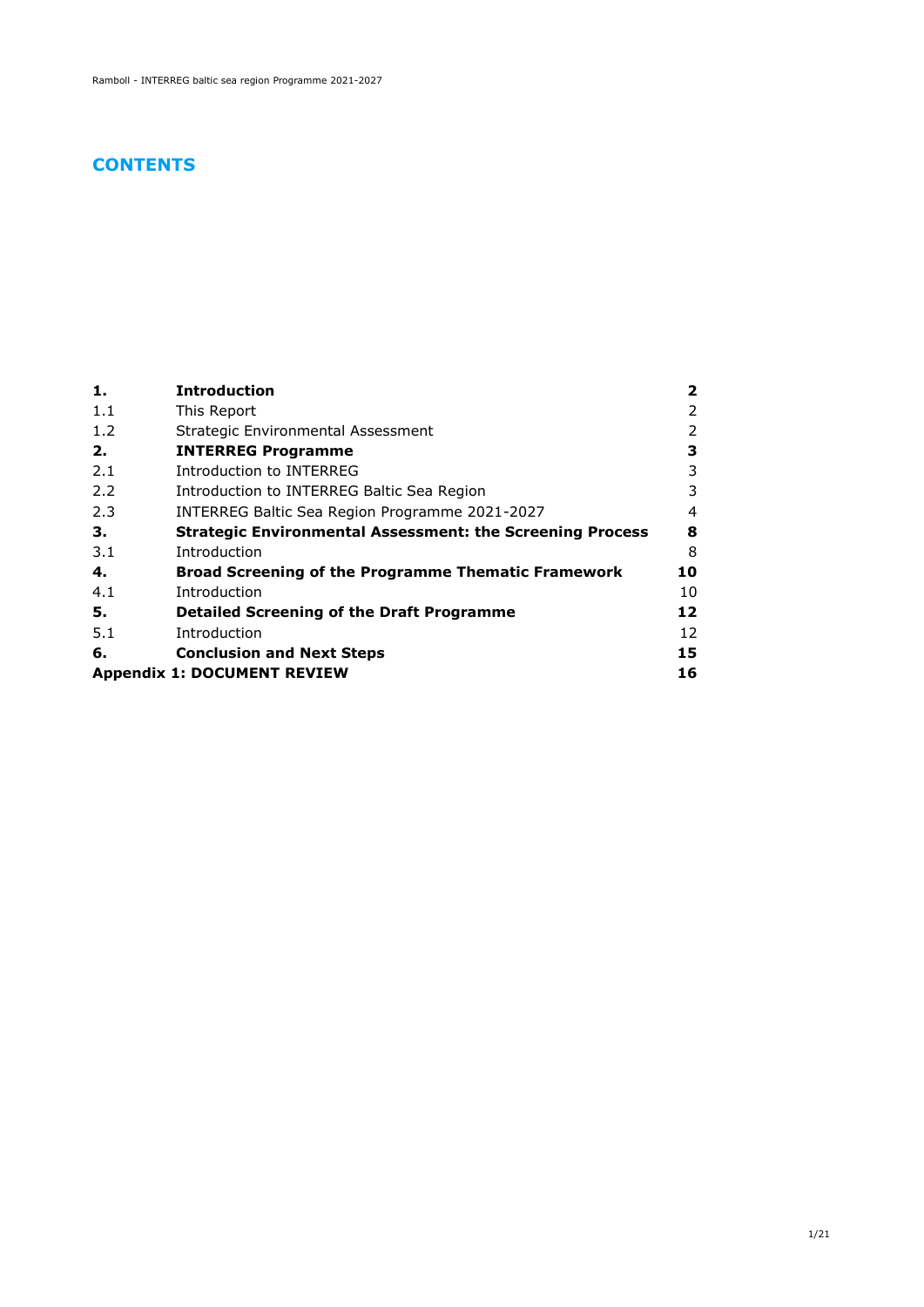# CONTENTS

| | | |
|---|---|---|
| **1.** | **Introduction** | **2** |
| 1.1 | This Report | 2 |
| 1.2 | Strategic Environmental Assessment | 2 |
| **2.** | **INTERREG Programme** | **3** |
| 2.1 | Introduction to INTERREG | 3 |
| 2.2 | Introduction to INTERREG Baltic Sea Region | 3 |
| 2.3 | INTERREG Baltic Sea Region Programme 2021-2027 | 4 |
| **3.** | **Strategic Environmental Assessment: the Screening Process** | **8** |
| 3.1 | Introduction | 8 |
| **4.** | **Broad Screening of the Programme Thematic Framework** | **10** |
| 4.1 | Introduction | 10 |
| **5.** | **Detailed Screening of the Draft Programme** | **12** |
| 5.1 | Introduction | 12 |
| **6.** | **Conclusion and Next Steps** | **15** |
| **Appendix 1: DOCUMENT REVIEW** | | **16** |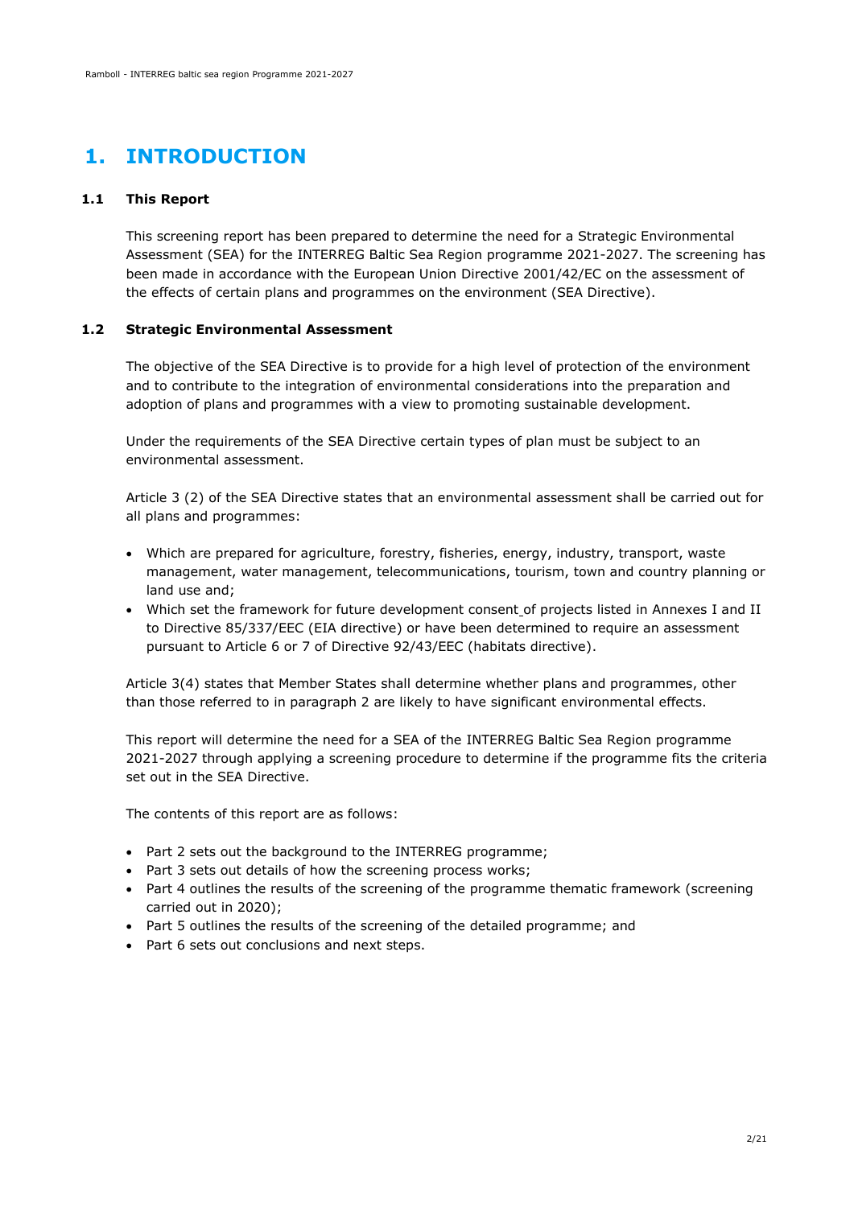# 1. INTRODUCTION

### 1.1 This Report

This screening report has been prepared to determine the need for a Strategic Environmental Assessment (SEA) for the INTERREG Baltic Sea Region programme 2021-2027. The screening has been made in accordance with the European Union Directive 2001/42/EC on the assessment of the effects of certain plans and programmes on the environment (SEA Directive).

### 1.2 Strategic Environmental Assessment

The objective of the SEA Directive is to provide for a high level of protection of the environment and to contribute to the integration of environmental considerations into the preparation and adoption of plans and programmes with a view to promoting sustainable development.

Under the requirements of the SEA Directive certain types of plan must be subject to an environmental assessment.

Article 3 (2) of the SEA Directive states that an environmental assessment shall be carried out for all plans and programmes:

- Which are prepared for agriculture, forestry, fisheries, energy, industry, transport, waste management, water management, telecommunications, tourism, town and country planning or land use and;
- Which set the framework for future development consent of projects listed in Annexes I and II to Directive 85/337/EEC (EIA directive) or have been determined to require an assessment pursuant to Article 6 or 7 of Directive 92/43/EEC (habitats directive).

Article 3(4) states that Member States shall determine whether plans and programmes, other than those referred to in paragraph 2 are likely to have significant environmental effects.

This report will determine the need for a SEA of the INTERREG Baltic Sea Region programme 2021-2027 through applying a screening procedure to determine if the programme fits the criteria set out in the SEA Directive.

The contents of this report are as follows:

- Part 2 sets out the background to the INTERREG programme;
- Part 3 sets out details of how the screening process works;
- Part 4 outlines the results of the screening of the programme thematic framework (screening carried out in 2020);
- Part 5 outlines the results of the screening of the detailed programme; and
- Part 6 sets out conclusions and next steps.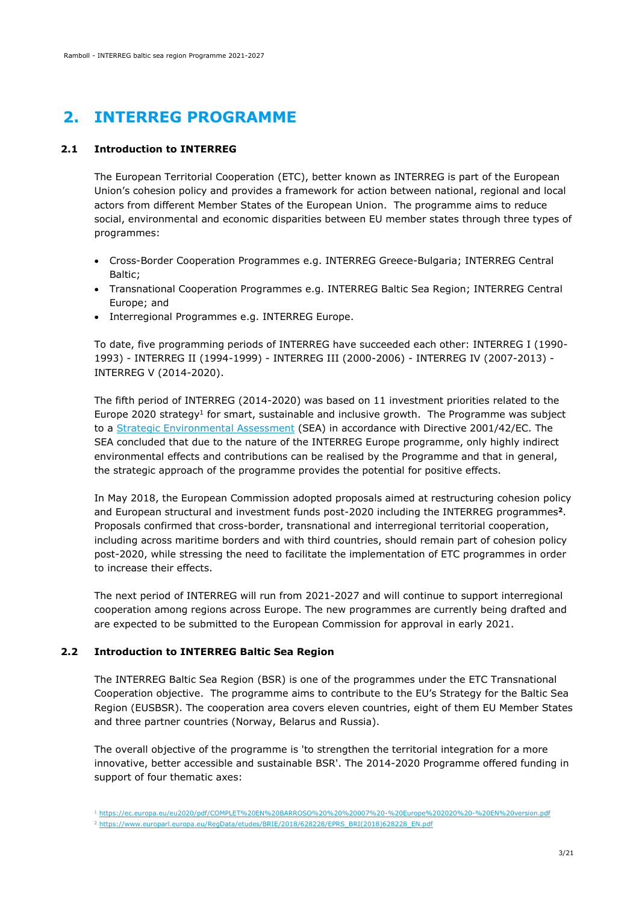# 2. INTERREG PROGRAMME

## 2.1 Introduction to INTERREG

The European Territorial Cooperation (ETC), better known as INTERREG is part of the European Union's cohesion policy and provides a framework for action between national, regional and local actors from different Member States of the European Union. The programme aims to reduce social, environmental and economic disparities between EU member states through three types of programmes:

- Cross-Border Cooperation Programmes e.g. INTERREG Greece-Bulgaria; INTERREG Central Baltic;
- Transnational Cooperation Programmes e.g. INTERREG Baltic Sea Region; INTERREG Central Europe; and
- Interregional Programmes e.g. INTERREG Europe.

To date, five programming periods of INTERREG have succeeded each other: INTERREG I (1990-1993) - INTERREG II (1994-1999) - INTERREG III (2000-2006) - INTERREG IV (2007-2013) - INTERREG V (2014-2020).

The fifth period of INTERREG (2014-2020) was based on 11 investment priorities related to the Europe 2020 strategy[1] for smart, sustainable and inclusive growth. The Programme was subject to a Strategic Environmental Assessment (SEA) in accordance with Directive 2001/42/EC. The SEA concluded that due to the nature of the INTERREG Europe programme, only highly indirect environmental effects and contributions can be realised by the Programme and that in general, the strategic approach of the programme provides the potential for positive effects.

In May 2018, the European Commission adopted proposals aimed at restructuring cohesion policy and European structural and investment funds post-2020 including the INTERREG programmes[2]. Proposals confirmed that cross-border, transnational and interregional territorial cooperation, including across maritime borders and with third countries, should remain part of cohesion policy post-2020, while stressing the need to facilitate the implementation of ETC programmes in order to increase their effects.

The next period of INTERREG will run from 2021-2027 and will continue to support interregional cooperation among regions across Europe. The new programmes are currently being drafted and are expected to be submitted to the European Commission for approval in early 2021.

## 2.2 Introduction to INTERREG Baltic Sea Region

The INTERREG Baltic Sea Region (BSR) is one of the programmes under the ETC Transnational Cooperation objective. The programme aims to contribute to the EU's Strategy for the Baltic Sea Region (EUSBSR). The cooperation area covers eleven countries, eight of them EU Member States and three partner countries (Norway, Belarus and Russia).

The overall objective of the programme is 'to strengthen the territorial integration for a more innovative, better accessible and sustainable BSR'. The 2014-2020 Programme offered funding in support of four thematic axes:

[1] https://ec.europa.eu/eu2020/pdf/COMPLET%20EN%20BARROSO%20%20%20007%20-%20Europe%202020%20-%20EN%20version.pdf

[2] https://www.europarl.europa.eu/RegData/etudes/BRIE/2018/628228/EPRS_BRI(2018)628228_EN.pdf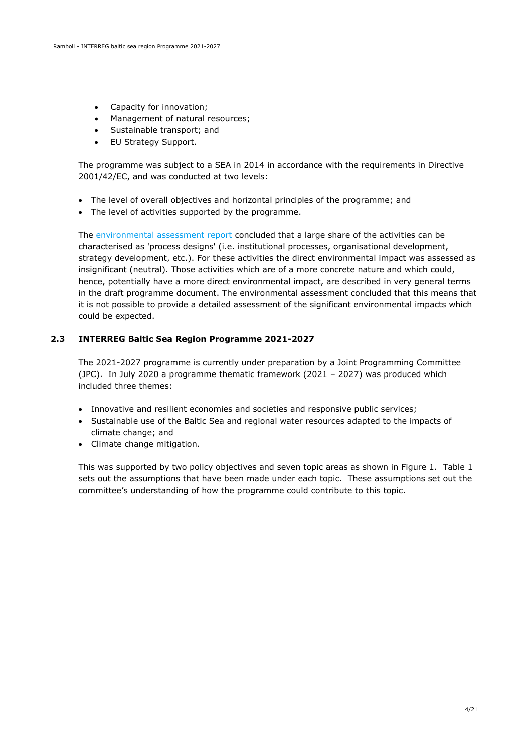- Capacity for innovation;
- Management of natural resources;
- Sustainable transport; and
- EU Strategy Support.

The programme was subject to a SEA in 2014 in accordance with the requirements in Directive 2001/42/EC, and was conducted at two levels:

- The level of overall objectives and horizontal principles of the programme; and
- The level of activities supported by the programme.

The environmental assessment report concluded that a large share of the activities can be characterised as 'process designs' (i.e. institutional processes, organisational development, strategy development, etc.). For these activities the direct environmental impact was assessed as insignificant (neutral). Those activities which are of a more concrete nature and which could, hence, potentially have a more direct environmental impact, are described in very general terms in the draft programme document. The environmental assessment concluded that this means that it is not possible to provide a detailed assessment of the significant environmental impacts which could be expected.

## 2.3 INTERREG Baltic Sea Region Programme 2021-2027

The 2021-2027 programme is currently under preparation by a Joint Programming Committee (JPC). In July 2020 a programme thematic framework (2021 – 2027) was produced which included three themes:

- Innovative and resilient economies and societies and responsive public services;
- Sustainable use of the Baltic Sea and regional water resources adapted to the impacts of climate change; and
- Climate change mitigation.

This was supported by two policy objectives and seven topic areas as shown in Figure 1. Table 1 sets out the assumptions that have been made under each topic. These assumptions set out the committee's understanding of how the programme could contribute to this topic.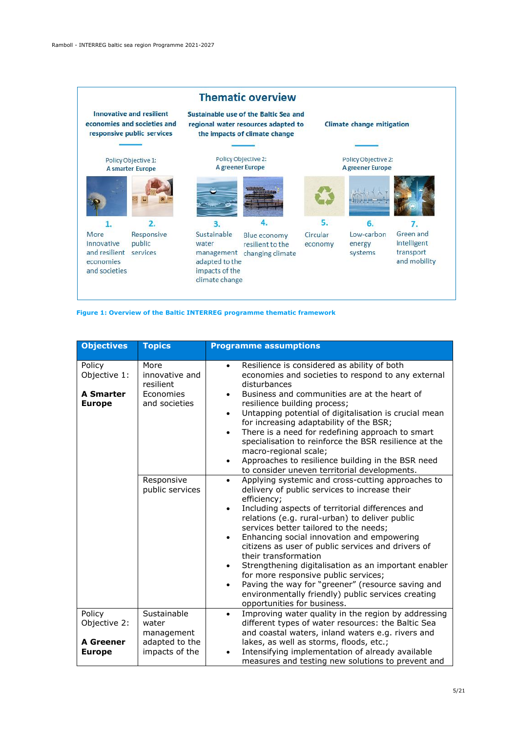**Thematic overview**

| Innovative and resilient economies and societies and responsive public services | Sustainable use of the Baltic Sea and regional water resources adapted to the impacts of climate change | Climate change mitigation |
|---|---|---|
| Policy Objective 1: A smarter Europe | Policy Objective 2: A greener Europe | Policy Objective 2: A greener Europe |
| 1. More innovative and resilient economies and societies; 2. Responsive public services | 3. Sustainable water management adapted to the impacts of the climate change; 4. Blue economy resilient to the changing climate | 5. Circular economy; 6. Low-carbon energy systems; 7. Green and intelligent transport and mobility |

**Figure 1: Overview of the Baltic INTERREG programme thematic framework**

| Objectives | Topics | Programme assumptions |
|---|---|---|
| Policy Objective 1: <br><br> **A Smarter Europe** | More innovative and resilient Economies and societies | • Resilience is considered as ability of both economies and societies to respond to any external disturbances <br> • Business and communities are at the heart of resilience building process; <br> • Untapping potential of digitalisation is crucial mean for increasing adaptability of the BSR; <br> • There is a need for redefining approach to smart specialisation to reinforce the BSR resilience at the macro-regional scale; <br> • Approaches to resilience building in the BSR need to consider uneven territorial developments. |
| | Responsive public services | • Applying systemic and cross-cutting approaches to delivery of public services to increase their efficiency; <br> • Including aspects of territorial differences and relations (e.g. rural-urban) to deliver public services better tailored to the needs; <br> • Enhancing social innovation and empowering citizens as user of public services and drivers of their transformation <br> • Strengthening digitalisation as an important enabler for more responsive public services; <br> • Paving the way for "greener" (resource saving and environmentally friendly) public services creating opportunities for business. |
| Policy Objective 2: <br><br> **A Greener Europe** | Sustainable water management adapted to the impacts of the | • Improving water quality in the region by addressing different types of water resources: the Baltic Sea and coastal waters, inland waters e.g. rivers and lakes, as well as storms, floods, etc.; <br> • Intensifying implementation of already available measures and testing new solutions to prevent and |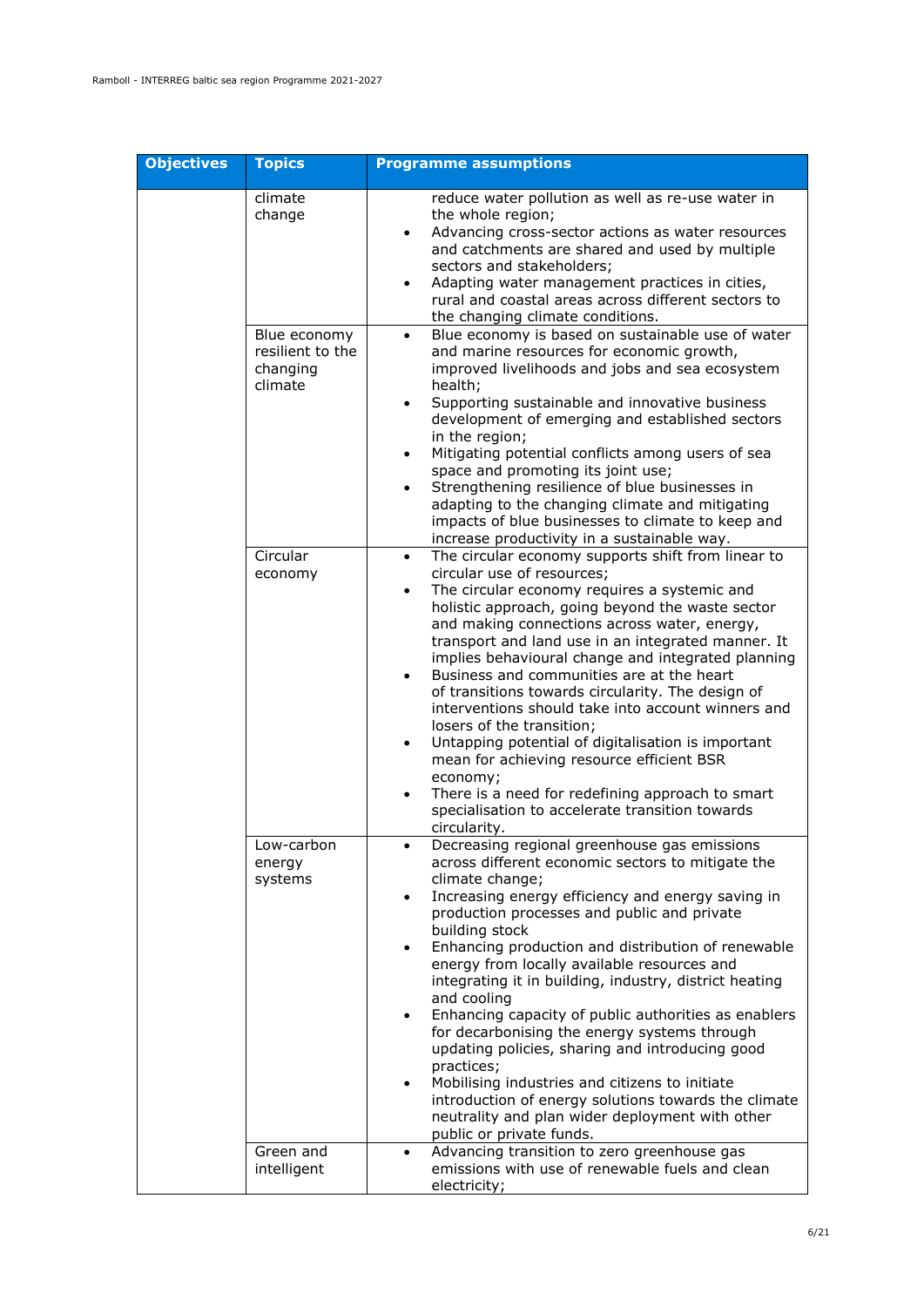| Objectives | Topics | Programme assumptions |
|---|---|---|
| | climate change | reduce water pollution as well as re-use water in the whole region;<br>• Advancing cross-sector actions as water resources and catchments are shared and used by multiple sectors and stakeholders;<br>• Adapting water management practices in cities, rural and coastal areas across different sectors to the changing climate conditions. |
| | Blue economy resilient to the changing climate | • Blue economy is based on sustainable use of water and marine resources for economic growth, improved livelihoods and jobs and sea ecosystem health;<br>• Supporting sustainable and innovative business development of emerging and established sectors in the region;<br>• Mitigating potential conflicts among users of sea space and promoting its joint use;<br>• Strengthening resilience of blue businesses in adapting to the changing climate and mitigating impacts of blue businesses to climate to keep and increase productivity in a sustainable way. |
| | Circular economy | • The circular economy supports shift from linear to circular use of resources;<br>• The circular economy requires a systemic and holistic approach, going beyond the waste sector and making connections across water, energy, transport and land use in an integrated manner. It implies behavioural change and integrated planning<br>• Business and communities are at the heart of transitions towards circularity. The design of interventions should take into account winners and losers of the transition;<br>• Untapping potential of digitalisation is important mean for achieving resource efficient BSR economy;<br>• There is a need for redefining approach to smart specialisation to accelerate transition towards circularity. |
| | Low-carbon energy systems | • Decreasing regional greenhouse gas emissions across different economic sectors to mitigate the climate change;<br>• Increasing energy efficiency and energy saving in production processes and public and private building stock<br>• Enhancing production and distribution of renewable energy from locally available resources and integrating it in building, industry, district heating and cooling<br>• Enhancing capacity of public authorities as enablers for decarbonising the energy systems through updating policies, sharing and introducing good practices;<br>• Mobilising industries and citizens to initiate introduction of energy solutions towards the climate neutrality and plan wider deployment with other public or private funds. |
| | Green and intelligent | • Advancing transition to zero greenhouse gas emissions with use of renewable fuels and clean electricity; |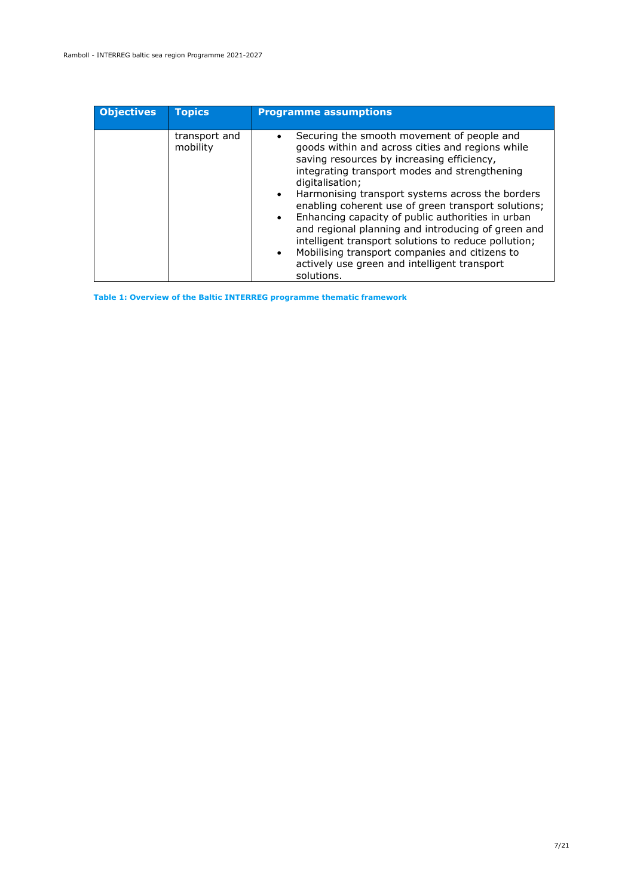| Objectives | Topics | Programme assumptions |
| --- | --- | --- |
| | transport and mobility | • Securing the smooth movement of people and goods within and across cities and regions while saving resources by increasing efficiency, integrating transport modes and strengthening digitalisation;<br>• Harmonising transport systems across the borders enabling coherent use of green transport solutions;<br>• Enhancing capacity of public authorities in urban and regional planning and introducing of green and intelligent transport solutions to reduce pollution;<br>• Mobilising transport companies and citizens to actively use green and intelligent transport solutions. |

**Table 1: Overview of the Baltic INTERREG programme thematic framework**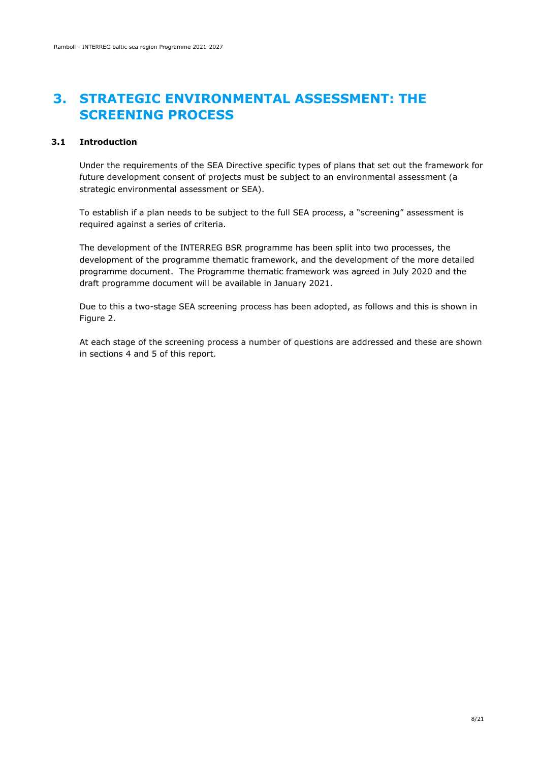# 3. STRATEGIC ENVIRONMENTAL ASSESSMENT: THE SCREENING PROCESS

## 3.1 Introduction

Under the requirements of the SEA Directive specific types of plans that set out the framework for future development consent of projects must be subject to an environmental assessment (a strategic environmental assessment or SEA).

To establish if a plan needs to be subject to the full SEA process, a "screening" assessment is required against a series of criteria.

The development of the INTERREG BSR programme has been split into two processes, the development of the programme thematic framework, and the development of the more detailed programme document. The Programme thematic framework was agreed in July 2020 and the draft programme document will be available in January 2021.

Due to this a two-stage SEA screening process has been adopted, as follows and this is shown in Figure 2.

At each stage of the screening process a number of questions are addressed and these are shown in sections 4 and 5 of this report.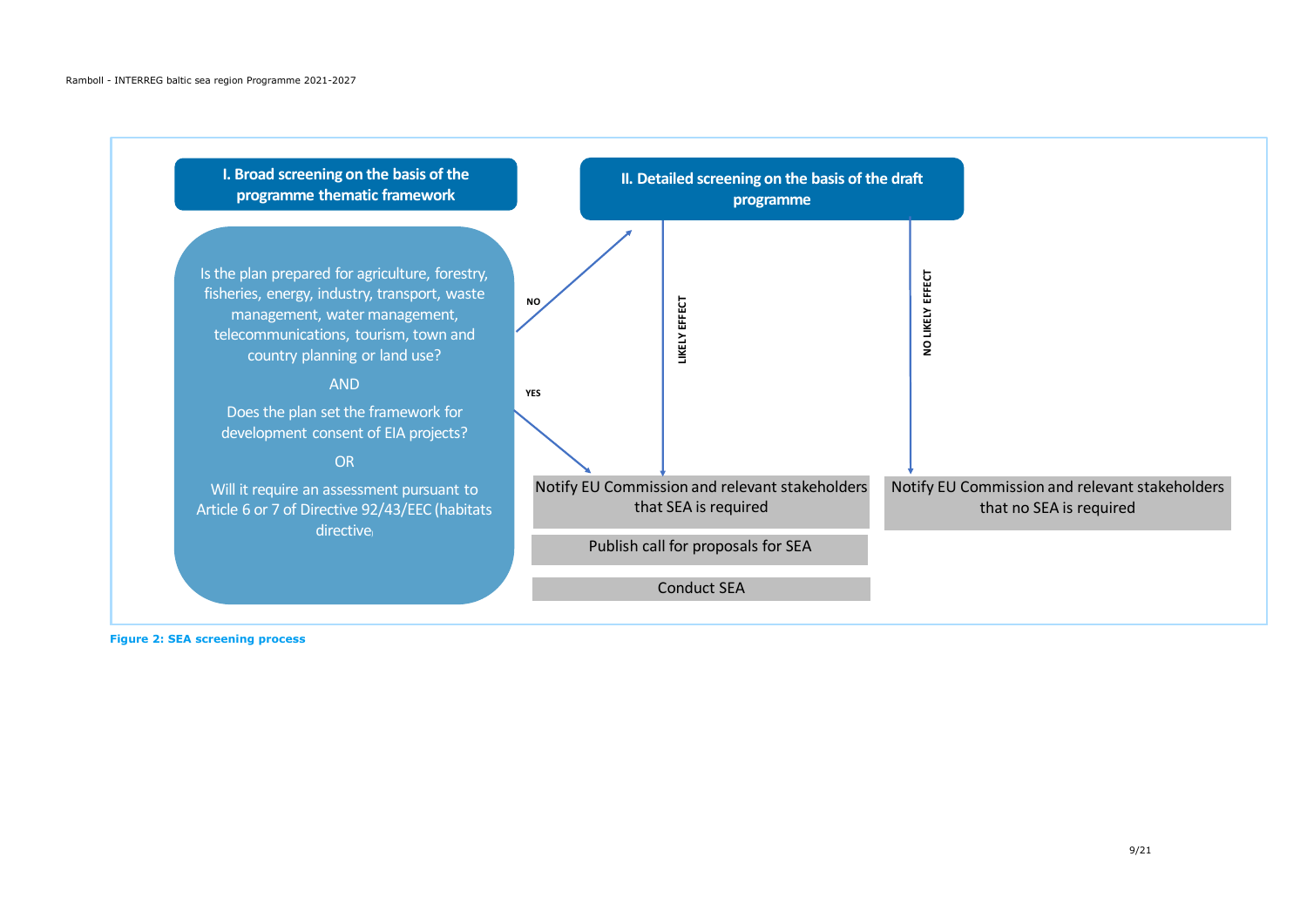**I. Broad screening on the basis of the programme thematic framework**

**II. Detailed screening on the basis of the draft programme**

Is the plan prepared for agriculture, forestry, fisheries, energy, industry, transport, waste management, water management, telecommunications, tourism, town and country planning or land use?

AND

Does the plan set the framework for development consent of EIA projects?

OR

Will it require an assessment pursuant to Article 6 or 7 of Directive 92/43/EEC (habitats directive)

NO

YES

LIKELY EFFECT

NO LIKELY EFFECT

Notify EU Commission and relevant stakeholders that SEA is required

Publish call for proposals for SEA

Conduct SEA

Notify EU Commission and relevant stakeholders that no SEA is required

**Figure 2: SEA screening process**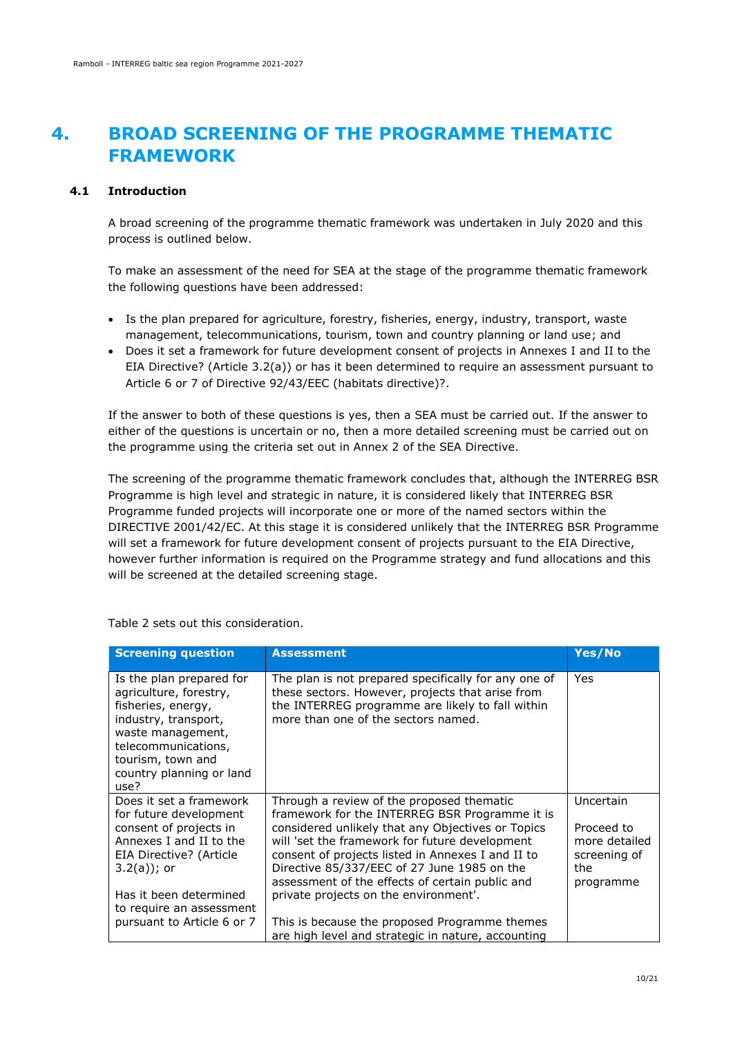# 4. BROAD SCREENING OF THE PROGRAMME THEMATIC FRAMEWORK

## 4.1 Introduction

A broad screening of the programme thematic framework was undertaken in July 2020 and this process is outlined below.

To make an assessment of the need for SEA at the stage of the programme thematic framework the following questions have been addressed:

- Is the plan prepared for agriculture, forestry, fisheries, energy, industry, transport, waste management, telecommunications, tourism, town and country planning or land use; and
- Does it set a framework for future development consent of projects in Annexes I and II to the EIA Directive? (Article 3.2(a)) or has it been determined to require an assessment pursuant to Article 6 or 7 of Directive 92/43/EEC (habitats directive)?.

If the answer to both of these questions is yes, then a SEA must be carried out. If the answer to either of the questions is uncertain or no, then a more detailed screening must be carried out on the programme using the criteria set out in Annex 2 of the SEA Directive.

The screening of the programme thematic framework concludes that, although the INTERREG BSR Programme is high level and strategic in nature, it is considered likely that INTERREG BSR Programme funded projects will incorporate one or more of the named sectors within the DIRECTIVE 2001/42/EC. At this stage it is considered unlikely that the INTERREG BSR Programme will set a framework for future development consent of projects pursuant to the EIA Directive, however further information is required on the Programme strategy and fund allocations and this will be screened at the detailed screening stage.

Table 2 sets out this consideration.

| Screening question | Assessment | Yes/No |
|---|---|---|
| Is the plan prepared for agriculture, forestry, fisheries, energy, industry, transport, waste management, telecommunications, tourism, town and country planning or land use? | The plan is not prepared specifically for any one of these sectors. However, projects that arise from the INTERREG programme are likely to fall within more than one of the sectors named. | Yes |
| Does it set a framework for future development consent of projects in Annexes I and II to the EIA Directive? (Article 3.2(a)); or<br><br>Has it been determined to require an assessment pursuant to Article 6 or 7 | Through a review of the proposed thematic framework for the INTERREG BSR Programme it is considered unlikely that any Objectives or Topics will 'set the framework for future development consent of projects listed in Annexes I and II to Directive 85/337/EEC of 27 June 1985 on the assessment of the effects of certain public and private projects on the environment'.<br><br>This is because the proposed Programme themes are high level and strategic in nature, accounting | Uncertain<br><br>Proceed to more detailed screening of the programme |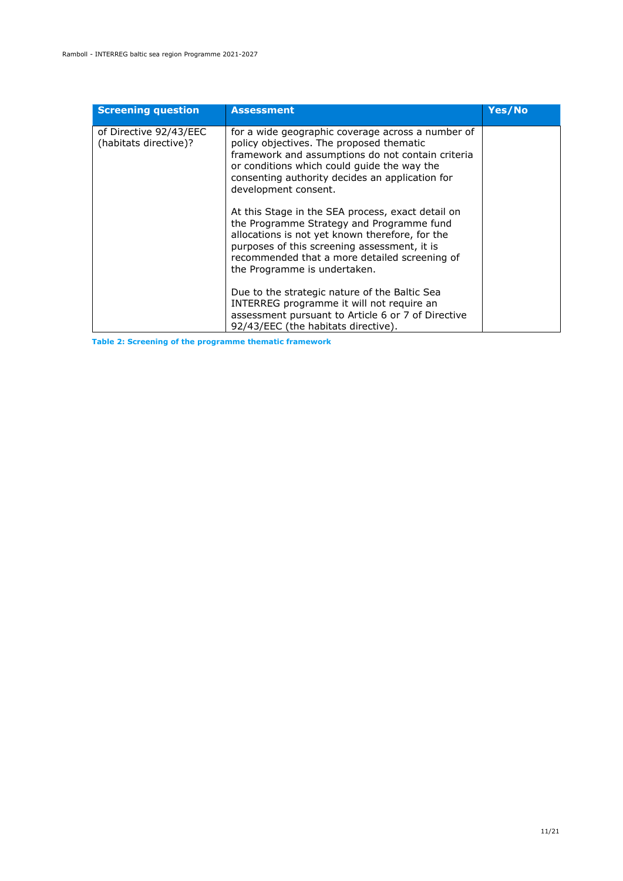| Screening question | Assessment | Yes/No |
|---|---|---|
| of Directive 92/43/EEC (habitats directive)? | for a wide geographic coverage across a number of policy objectives. The proposed thematic framework and assumptions do not contain criteria or conditions which could guide the way the consenting authority decides an application for development consent.<br><br>At this Stage in the SEA process, exact detail on the Programme Strategy and Programme fund allocations is not yet known therefore, for the purposes of this screening assessment, it is recommended that a more detailed screening of the Programme is undertaken.<br><br>Due to the strategic nature of the Baltic Sea INTERREG programme it will not require an assessment pursuant to Article 6 or 7 of Directive 92/43/EEC (the habitats directive). | |

**Table 2: Screening of the programme thematic framework**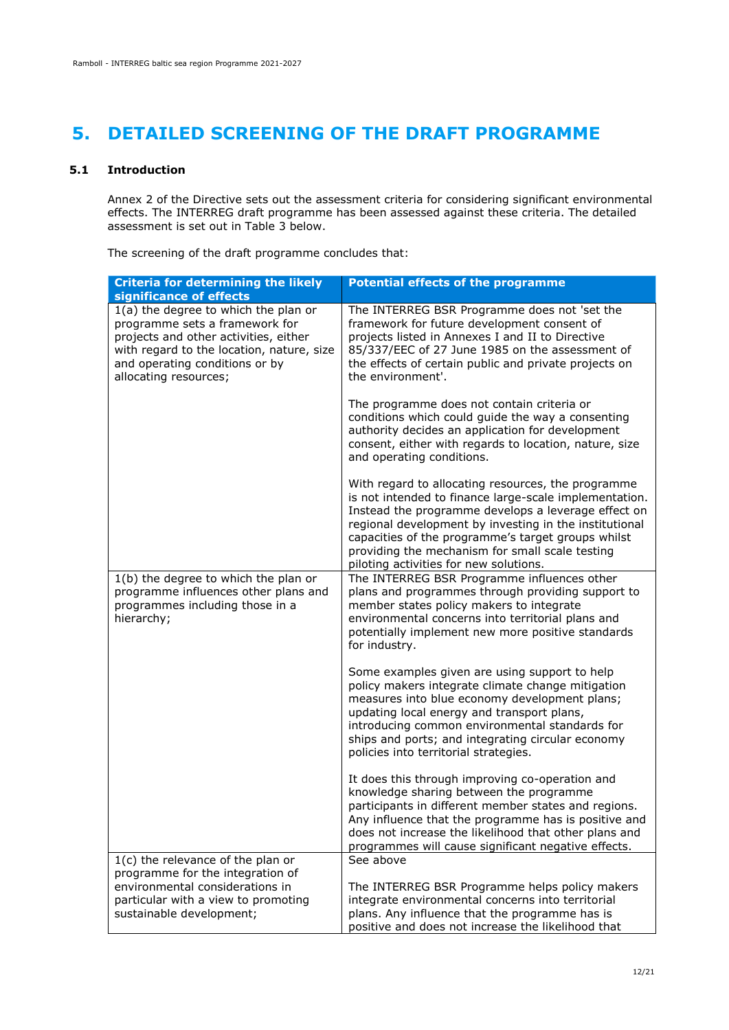# 5. DETAILED SCREENING OF THE DRAFT PROGRAMME

## 5.1 Introduction

Annex 2 of the Directive sets out the assessment criteria for considering significant environmental effects. The INTERREG draft programme has been assessed against these criteria. The detailed assessment is set out in Table 3 below.

The screening of the draft programme concludes that:

| Criteria for determining the likely significance of effects | Potential effects of the programme |
|---|---|
| 1(a) the degree to which the plan or programme sets a framework for projects and other activities, either with regard to the location, nature, size and operating conditions or by allocating resources; | The INTERREG BSR Programme does not 'set the framework for future development consent of projects listed in Annexes I and II to Directive 85/337/EEC of 27 June 1985 on the assessment of the effects of certain public and private projects on the environment'.<br><br>The programme does not contain criteria or conditions which could guide the way a consenting authority decides an application for development consent, either with regards to location, nature, size and operating conditions.<br><br>With regard to allocating resources, the programme is not intended to finance large-scale implementation. Instead the programme develops a leverage effect on regional development by investing in the institutional capacities of the programme's target groups whilst providing the mechanism for small scale testing piloting activities for new solutions. |
| 1(b) the degree to which the plan or programme influences other plans and programmes including those in a hierarchy; | The INTERREG BSR Programme influences other plans and programmes through providing support to member states policy makers to integrate environmental concerns into territorial plans and potentially implement new more positive standards for industry.<br><br>Some examples given are using support to help policy makers integrate climate change mitigation measures into blue economy development plans; updating local energy and transport plans, introducing common environmental standards for ships and ports; and integrating circular economy policies into territorial strategies.<br><br>It does this through improving co-operation and knowledge sharing between the programme participants in different member states and regions. Any influence that the programme has is positive and does not increase the likelihood that other plans and programmes will cause significant negative effects. |
| 1(c) the relevance of the plan or programme for the integration of environmental considerations in particular with a view to promoting sustainable development; | See above<br><br>The INTERREG BSR Programme helps policy makers integrate environmental concerns into territorial plans. Any influence that the programme has is positive and does not increase the likelihood that |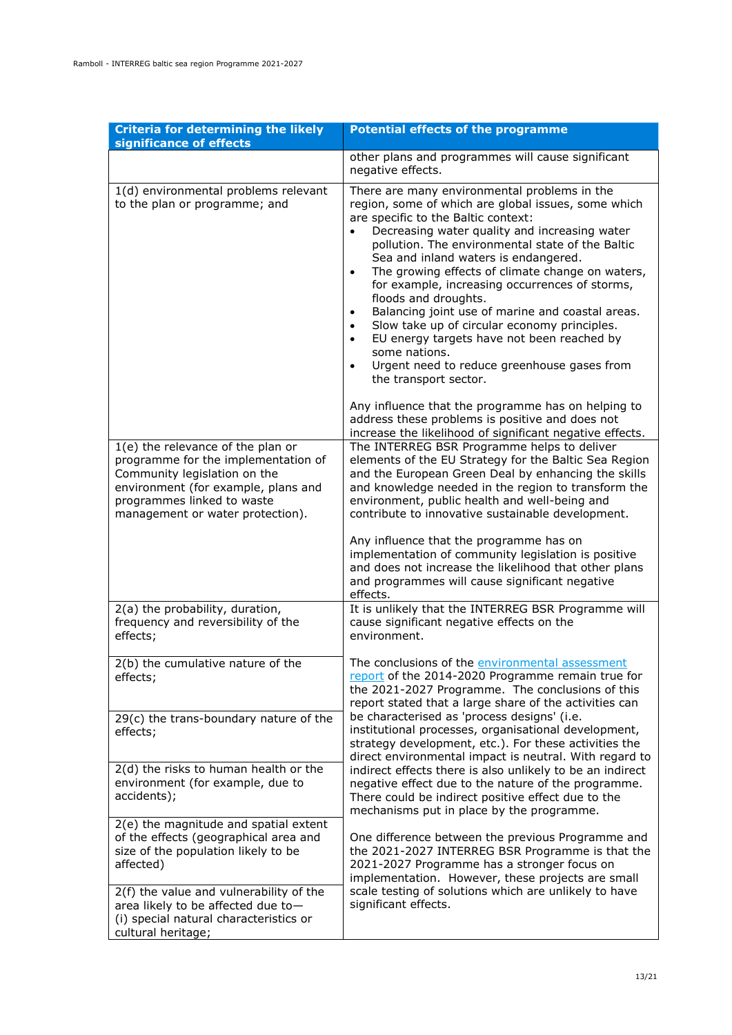| Criteria for determining the likely significance of effects | Potential effects of the programme |
|---|---|
| | other plans and programmes will cause significant negative effects. |
| 1(d) environmental problems relevant to the plan or programme; and | There are many environmental problems in the region, some of which are global issues, some which are specific to the Baltic context:<br>• Decreasing water quality and increasing water pollution. The environmental state of the Baltic Sea and inland waters is endangered.<br>• The growing effects of climate change on waters, for example, increasing occurrences of storms, floods and droughts.<br>• Balancing joint use of marine and coastal areas.<br>• Slow take up of circular economy principles.<br>• EU energy targets have not been reached by some nations.<br>• Urgent need to reduce greenhouse gases from the transport sector.<br><br>Any influence that the programme has on helping to address these problems is positive and does not increase the likelihood of significant negative effects. |
| 1(e) the relevance of the plan or programme for the implementation of Community legislation on the environment (for example, plans and programmes linked to waste management or water protection). | The INTERREG BSR Programme helps to deliver elements of the EU Strategy for the Baltic Sea Region and the European Green Deal by enhancing the skills and knowledge needed in the region to transform the environment, public health and well-being and contribute to innovative sustainable development.<br><br>Any influence that the programme has on implementation of community legislation is positive and does not increase the likelihood that other plans and programmes will cause significant negative effects. |
| 2(a) the probability, duration, frequency and reversibility of the effects; | It is unlikely that the INTERREG BSR Programme will cause significant negative effects on the environment.<br><br>The conclusions of the environmental assessment report of the 2014-2020 Programme remain true for the 2021-2027 Programme. The conclusions of this report stated that a large share of the activities can be characterised as 'process designs' (i.e. institutional processes, organisational development, strategy development, etc.). For these activities the direct environmental impact is neutral. With regard to indirect effects there is also unlikely to be an indirect negative effect due to the nature of the programme. There could be indirect positive effect due to the mechanisms put in place by the programme.<br><br>One difference between the previous Programme and the 2021-2027 INTERREG BSR Programme is that the 2021-2027 Programme has a stronger focus on implementation. However, these projects are small scale testing of solutions which are unlikely to have significant effects. |
| 2(b) the cumulative nature of the effects; | |
| 29(c) the trans-boundary nature of the effects; | |
| 2(d) the risks to human health or the environment (for example, due to accidents); | |
| 2(e) the magnitude and spatial extent of the effects (geographical area and size of the population likely to be affected) | |
| 2(f) the value and vulnerability of the area likely to be affected due to—<br>(i) special natural characteristics or cultural heritage; | |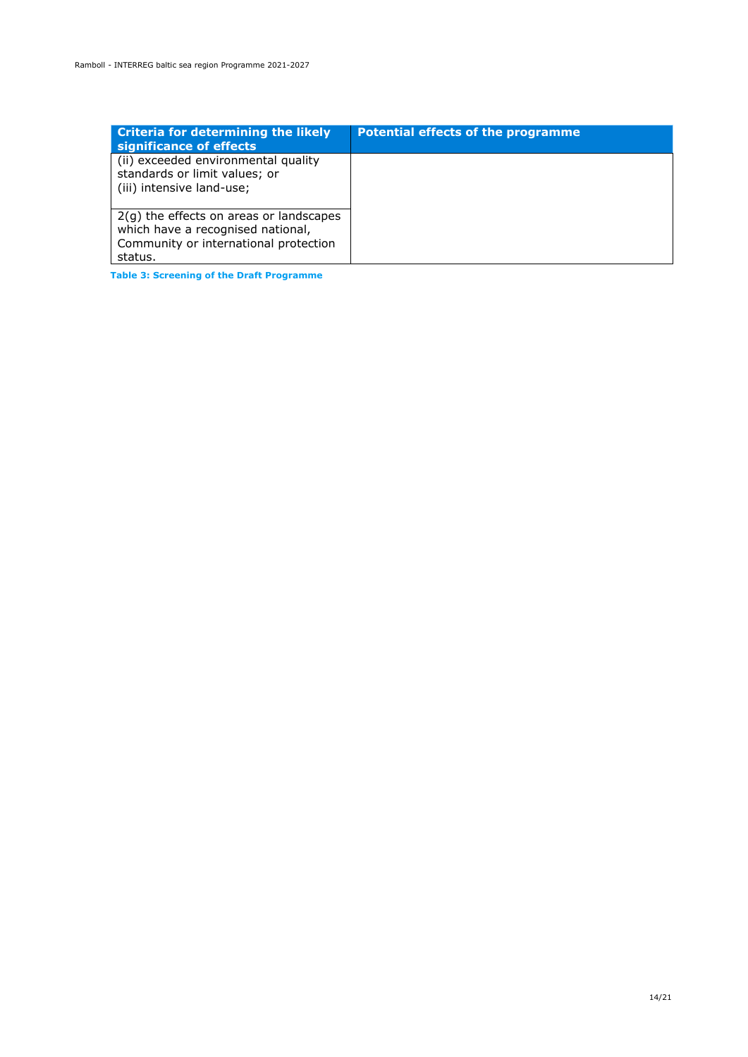| Criteria for determining the likely significance of effects | Potential effects of the programme |
|---|---|
| (ii) exceeded environmental quality standards or limit values; or<br>(iii) intensive land-use; | |
| 2(g) the effects on areas or landscapes which have a recognised national, Community or international protection status. | |

**Table 3: Screening of the Draft Programme**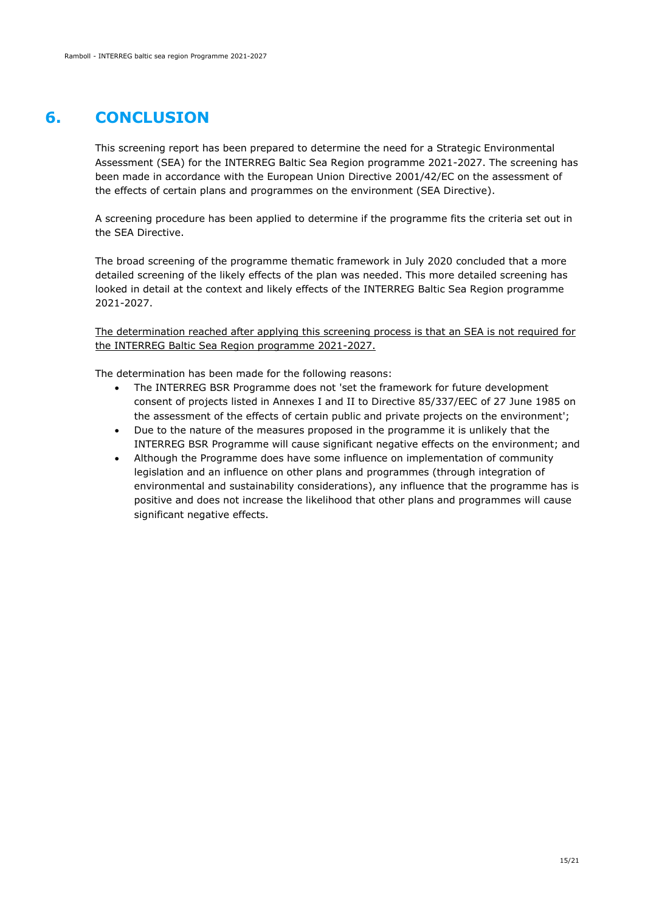# 6. CONCLUSION

This screening report has been prepared to determine the need for a Strategic Environmental Assessment (SEA) for the INTERREG Baltic Sea Region programme 2021-2027. The screening has been made in accordance with the European Union Directive 2001/42/EC on the assessment of the effects of certain plans and programmes on the environment (SEA Directive).

A screening procedure has been applied to determine if the programme fits the criteria set out in the SEA Directive.

The broad screening of the programme thematic framework in July 2020 concluded that a more detailed screening of the likely effects of the plan was needed. This more detailed screening has looked in detail at the context and likely effects of the INTERREG Baltic Sea Region programme 2021-2027.

<u>The determination reached after applying this screening process is that an SEA is not required for the INTERREG Baltic Sea Region programme 2021-2027.</u>

The determination has been made for the following reasons:

- The INTERREG BSR Programme does not 'set the framework for future development consent of projects listed in Annexes I and II to Directive 85/337/EEC of 27 June 1985 on the assessment of the effects of certain public and private projects on the environment';
- Due to the nature of the measures proposed in the programme it is unlikely that the INTERREG BSR Programme will cause significant negative effects on the environment; and
- Although the Programme does have some influence on implementation of community legislation and an influence on other plans and programmes (through integration of environmental and sustainability considerations), any influence that the programme has is positive and does not increase the likelihood that other plans and programmes will cause significant negative effects.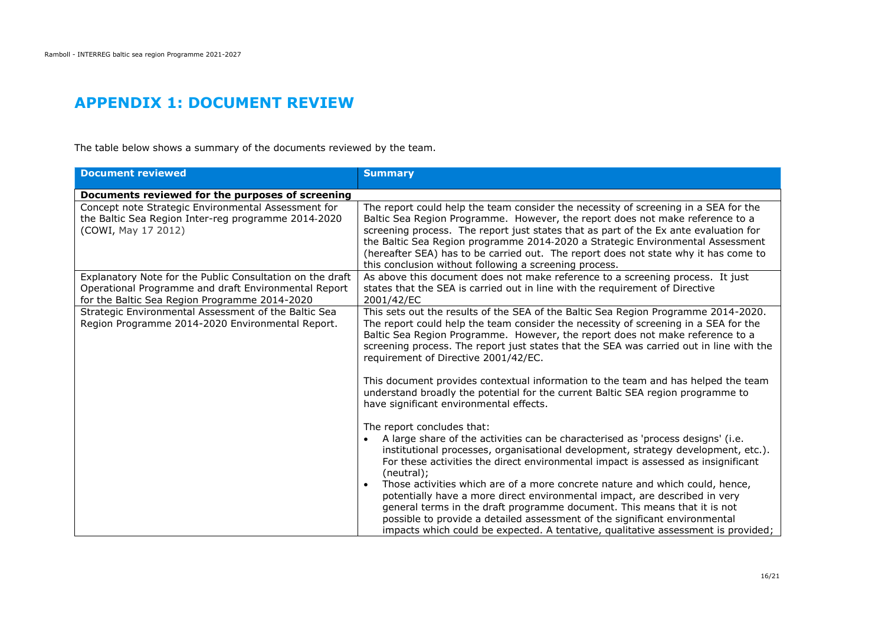# APPENDIX 1: DOCUMENT REVIEW

The table below shows a summary of the documents reviewed by the team.

| Document reviewed | Summary |
|---|---|
| **Documents reviewed for the purposes of screening** | |
| Concept note Strategic Environmental Assessment for the Baltic Sea Region Inter-reg programme 2014-2020 (COWI, May 17 2012) | The report could help the team consider the necessity of screening in a SEA for the Baltic Sea Region Programme. However, the report does not make reference to a screening process. The report just states that as part of the Ex ante evaluation for the Baltic Sea Region programme 2014-2020 a Strategic Environmental Assessment (hereafter SEA) has to be carried out. The report does not state why it has come to this conclusion without following a screening process. |
| Explanatory Note for the Public Consultation on the draft Operational Programme and draft Environmental Report for the Baltic Sea Region Programme 2014-2020 | As above this document does not make reference to a screening process. It just states that the SEA is carried out in line with the requirement of Directive 2001/42/EC |
| Strategic Environmental Assessment of the Baltic Sea Region Programme 2014-2020 Environmental Report. | This sets out the results of the SEA of the Baltic Sea Region Programme 2014-2020. The report could help the team consider the necessity of screening in a SEA for the Baltic Sea Region Programme. However, the report does not make reference to a screening process. The report just states that the SEA was carried out in line with the requirement of Directive 2001/42/EC.<br><br>This document provides contextual information to the team and has helped the team understand broadly the potential for the current Baltic SEA region programme to have significant environmental effects.<br><br>The report concludes that:<br>• A large share of the activities can be characterised as 'process designs' (i.e. institutional processes, organisational development, strategy development, etc.). For these activities the direct environmental impact is assessed as insignificant (neutral);<br>• Those activities which are of a more concrete nature and which could, hence, potentially have a more direct environmental impact, are described in very general terms in the draft programme document. This means that it is not possible to provide a detailed assessment of the significant environmental impacts which could be expected. A tentative, qualitative assessment is provided; |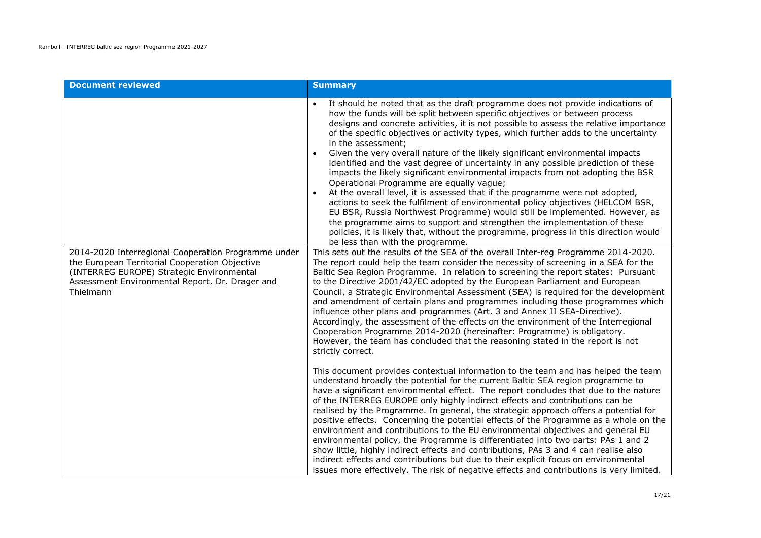| Document reviewed | Summary |
| --- | --- |
| | • It should be noted that as the draft programme does not provide indications of how the funds will be split between specific objectives or between process designs and concrete activities, it is not possible to assess the relative importance of the specific objectives or activity types, which further adds to the uncertainty in the assessment;<br>• Given the very overall nature of the likely significant environmental impacts identified and the vast degree of uncertainty in any possible prediction of these impacts the likely significant environmental impacts from not adopting the BSR Operational Programme are equally vague;<br>• At the overall level, it is assessed that if the programme were not adopted, actions to seek the fulfilment of environmental policy objectives (HELCOM BSR, EU BSR, Russia Northwest Programme) would still be implemented. However, as the programme aims to support and strengthen the implementation of these policies, it is likely that, without the programme, progress in this direction would be less than with the programme. |
| 2014-2020 Interregional Cooperation Programme under the European Territorial Cooperation Objective (INTERREG EUROPE) Strategic Environmental Assessment Environmental Report. Dr. Drager and Thielmann | This sets out the results of the SEA of the overall Inter-reg Programme 2014-2020. The report could help the team consider the necessity of screening in a SEA for the Baltic Sea Region Programme. In relation to screening the report states: Pursuant to the Directive 2001/42/EC adopted by the European Parliament and European Council, a Strategic Environmental Assessment (SEA) is required for the development and amendment of certain plans and programmes including those programmes which influence other plans and programmes (Art. 3 and Annex II SEA-Directive). Accordingly, the assessment of the effects on the environment of the Interregional Cooperation Programme 2014-2020 (hereinafter: Programme) is obligatory. However, the team has concluded that the reasoning stated in the report is not strictly correct.<br><br>This document provides contextual information to the team and has helped the team understand broadly the potential for the current Baltic SEA region programme to have a significant environmental effect. The report concludes that due to the nature of the INTERREG EUROPE only highly indirect effects and contributions can be realised by the Programme. In general, the strategic approach offers a potential for positive effects. Concerning the potential effects of the Programme as a whole on the environment and contributions to the EU environmental objectives and general EU environmental policy, the Programme is differentiated into two parts: PAs 1 and 2 show little, highly indirect effects and contributions, PAs 3 and 4 can realise also indirect effects and contributions but due to their explicit focus on environmental issues more effectively. The risk of negative effects and contributions is very limited. |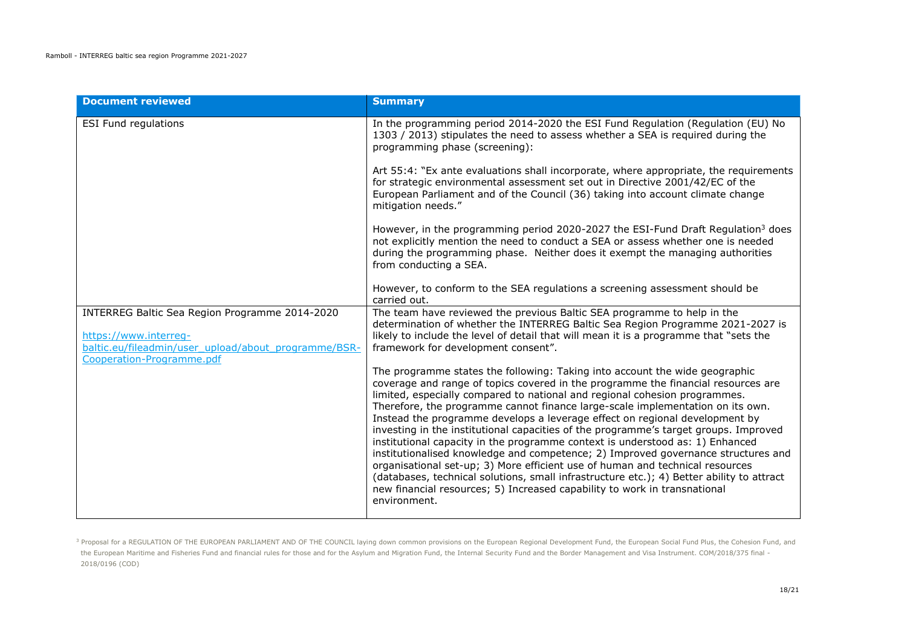| Document reviewed | Summary |
|---|---|
| ESI Fund regulations | In the programming period 2014-2020 the ESI Fund Regulation (Regulation (EU) No 1303 / 2013) stipulates the need to assess whether a SEA is required during the programming phase (screening):<br><br>Art 55:4: "Ex ante evaluations shall incorporate, where appropriate, the requirements for strategic environmental assessment set out in Directive 2001/42/EC of the European Parliament and of the Council (36) taking into account climate change mitigation needs."<br><br>However, in the programming period 2020-2027 the ESI-Fund Draft Regulation[3] does not explicitly mention the need to conduct a SEA or assess whether one is needed during the programming phase. Neither does it exempt the managing authorities from conducting a SEA.<br><br>However, to conform to the SEA regulations a screening assessment should be carried out. |
| INTERREG Baltic Sea Region Programme 2014-2020<br><br>https://www.interreg-baltic.eu/fileadmin/user_upload/about_programme/BSR-Cooperation-Programme.pdf | The team have reviewed the previous Baltic SEA programme to help in the determination of whether the INTERREG Baltic Sea Region Programme 2021-2027 is likely to include the level of detail that will mean it is a programme that "sets the framework for development consent".<br><br>The programme states the following: Taking into account the wide geographic coverage and range of topics covered in the programme the financial resources are limited, especially compared to national and regional cohesion programmes. Therefore, the programme cannot finance large-scale implementation on its own. Instead the programme develops a leverage effect on regional development by investing in the institutional capacities of the programme's target groups. Improved institutional capacity in the programme context is understood as: 1) Enhanced institutionalised knowledge and competence; 2) Improved governance structures and organisational set-up; 3) More efficient use of human and technical resources (databases, technical solutions, small infrastructure etc.); 4) Better ability to attract new financial resources; 5) Increased capability to work in transnational environment. |

[3] Proposal for a REGULATION OF THE EUROPEAN PARLIAMENT AND OF THE COUNCIL laying down common provisions on the European Regional Development Fund, the European Social Fund Plus, the Cohesion Fund, and the European Maritime and Fisheries Fund and financial rules for those and for the Asylum and Migration Fund, the Internal Security Fund and the Border Management and Visa Instrument. COM/2018/375 final - 2018/0196 (COD)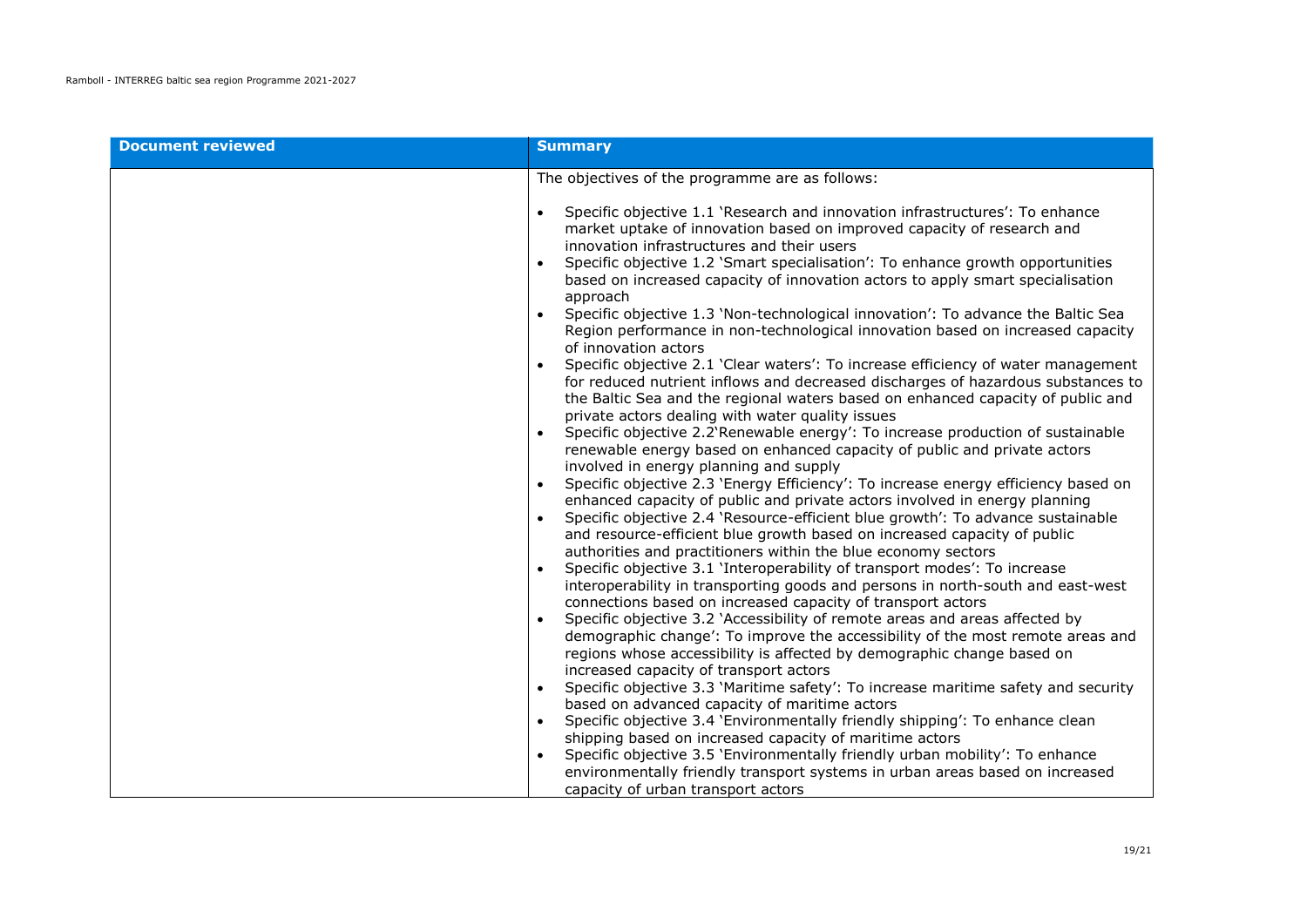| Document reviewed | Summary |
| --- | --- |
| | The objectives of the programme are as follows:<br><br>• Specific objective 1.1 'Research and innovation infrastructures': To enhance market uptake of innovation based on improved capacity of research and innovation infrastructures and their users<br>• Specific objective 1.2 'Smart specialisation': To enhance growth opportunities based on increased capacity of innovation actors to apply smart specialisation approach<br>• Specific objective 1.3 'Non-technological innovation': To advance the Baltic Sea Region performance in non-technological innovation based on increased capacity of innovation actors<br>• Specific objective 2.1 'Clear waters': To increase efficiency of water management for reduced nutrient inflows and decreased discharges of hazardous substances to the Baltic Sea and the regional waters based on enhanced capacity of public and private actors dealing with water quality issues<br>• Specific objective 2.2'Renewable energy': To increase production of sustainable renewable energy based on enhanced capacity of public and private actors involved in energy planning and supply<br>• Specific objective 2.3 'Energy Efficiency': To increase energy efficiency based on enhanced capacity of public and private actors involved in energy planning<br>• Specific objective 2.4 'Resource-efficient blue growth': To advance sustainable and resource-efficient blue growth based on increased capacity of public authorities and practitioners within the blue economy sectors<br>• Specific objective 3.1 'Interoperability of transport modes': To increase interoperability in transporting goods and persons in north-south and east-west connections based on increased capacity of transport actors<br>• Specific objective 3.2 'Accessibility of remote areas and areas affected by demographic change': To improve the accessibility of the most remote areas and regions whose accessibility is affected by demographic change based on increased capacity of transport actors<br>• Specific objective 3.3 'Maritime safety': To increase maritime safety and security based on advanced capacity of maritime actors<br>• Specific objective 3.4 'Environmentally friendly shipping': To enhance clean shipping based on increased capacity of maritime actors<br>• Specific objective 3.5 'Environmentally friendly urban mobility': To enhance environmentally friendly transport systems in urban areas based on increased capacity of urban transport actors |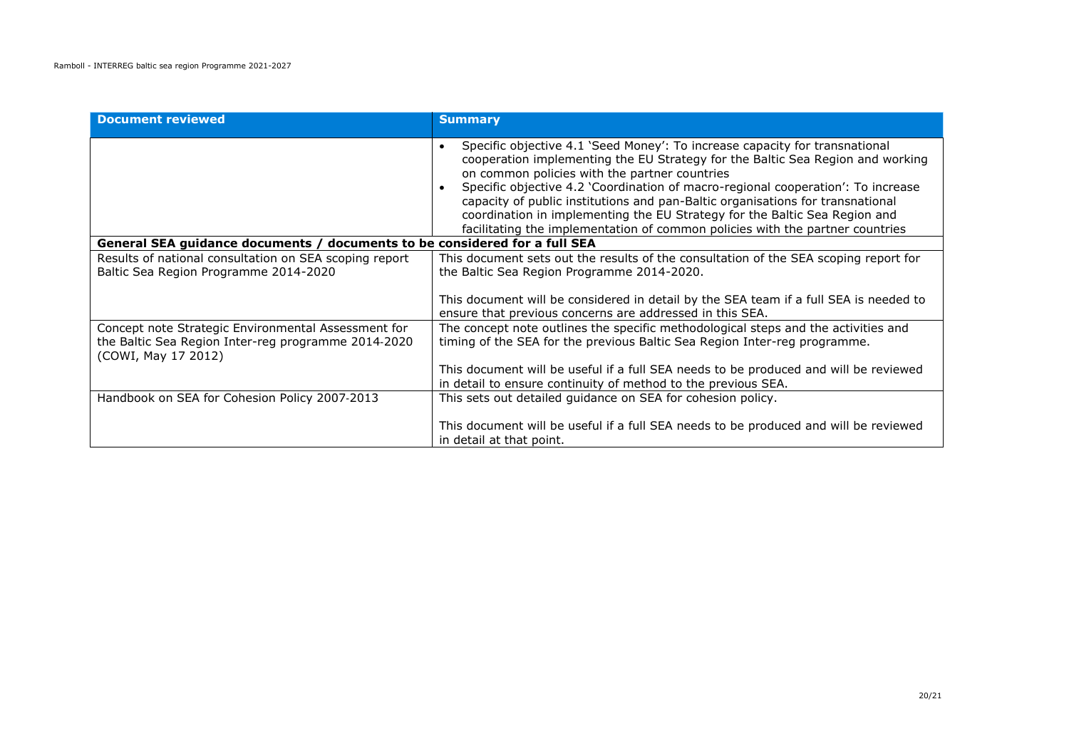| Document reviewed | Summary |
|---|---|
| | • Specific objective 4.1 'Seed Money': To increase capacity for transnational cooperation implementing the EU Strategy for the Baltic Sea Region and working on common policies with the partner countries<br>• Specific objective 4.2 'Coordination of macro-regional cooperation': To increase capacity of public institutions and pan-Baltic organisations for transnational coordination in implementing the EU Strategy for the Baltic Sea Region and facilitating the implementation of common policies with the partner countries |
| **General SEA guidance documents / documents to be considered for a full SEA** | |
| Results of national consultation on SEA scoping report Baltic Sea Region Programme 2014-2020 | This document sets out the results of the consultation of the SEA scoping report for the Baltic Sea Region Programme 2014-2020.<br><br>This document will be considered in detail by the SEA team if a full SEA is needed to ensure that previous concerns are addressed in this SEA. |
| Concept note Strategic Environmental Assessment for the Baltic Sea Region Inter-reg programme 2014-2020 (COWI, May 17 2012) | The concept note outlines the specific methodological steps and the activities and timing of the SEA for the previous Baltic Sea Region Inter-reg programme.<br><br>This document will be useful if a full SEA needs to be produced and will be reviewed in detail to ensure continuity of method to the previous SEA. |
| Handbook on SEA for Cohesion Policy 2007-2013 | This sets out detailed guidance on SEA for cohesion policy.<br><br>This document will be useful if a full SEA needs to be produced and will be reviewed in detail at that point. |